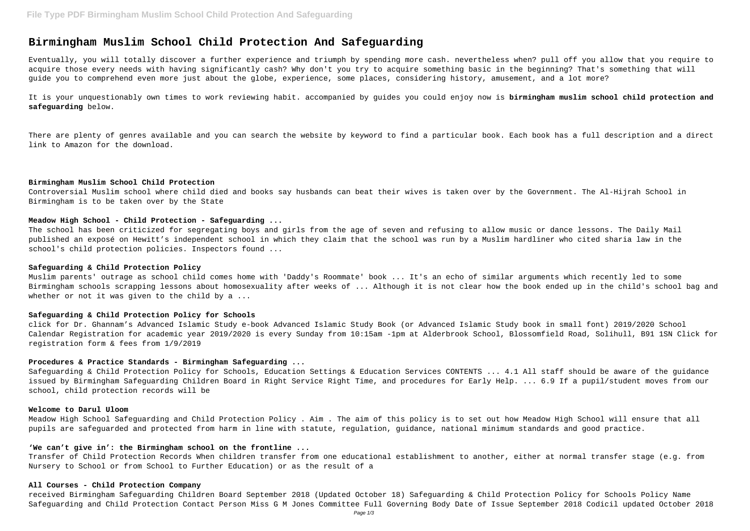# Birmingham Muslim School Child Protection And Safeguarding

Eventually, you will totally discover a further experience and triumph by spending more cash. nevertheless when? pull off you allow that you require to acquire those every needs with having significantly cash? Why don't you try to acquire something basic in the beginning? That's something that will guide you to comprehend even more just about the globe, experience, some places, considering history, amusement, and a lot more?

It is your unquestionably own times to work reviewing habit. accompanied by guides you could enjoy now is **birmingham muslim school child protection and safeguarding** below.

There are plenty of genres available and you can search the website by keyword to find a particular book. Each book has a full description and a direct link to Amazon for the download.

### Birmingham Muslim School Child Protection

Controversial Muslim school where child died and books say husbands can beat their wives is taken over by the Government. The Al-Hijrah School in Birmingham is to be taken over by the State

### Meadow High School - Child Protection - Safeguarding ...

The school has been criticized for segregating boys and girls from the age of seven and refusing to allow music or dance lessons. The Daily Mail published an exposé on Hewitt's independent school in which they claim that the school was run by a Muslim hardliner who cited sharia law in the school's child protection policies. Inspectors found ...

### Safeguarding & Child Protection Policy

Muslim parents' outrage as school child comes home with 'Daddy's Roommate' book ... It's an echo of similar arguments which recently led to some Birmingham schools scrapping lessons about homosexuality after weeks of ... Although it is not clear how the book ended up in the child's school bag and whether or not it was given to the child by a ...

### Safeguarding & Child Protection Policy for Schools

click for Dr. Ghannam's Advanced Islamic Study e-book Advanced Islamic Study Book (or Advanced Islamic Study book in small font) 2019/2020 School Calendar Registration for academic year 2019/2020 is every Sunday from 10:15am -1pm at Alderbrook School, Blossomfield Road, Solihull, B91 1SN Click for registration form & fees from 1/9/2019

### Procedures & Practice Standards - Birmingham Safeguarding ...

Safeguarding & Child Protection Policy for Schools, Education Settings & Education Services CONTENTS ... 4.1 All staff should be aware of the guidance issued by Birmingham Safeguarding Children Board in Right Service Right Time, and procedures for Early Help. ... 6.9 If a pupil/student moves from our school, child protection records will be

### Welcome to Darul Uloom

Meadow High School Safeguarding and Child Protection Policy . Aim . The aim of this policy is to set out how Meadow High School will ensure that all pupils are safeguarded and protected from harm in line with statute, regulation, guidance, national minimum standards and good practice.

### 'We can't give in': the Birmingham school on the frontline ...

Transfer of Child Protection Records When children transfer from one educational establishment to another, either at normal transfer stage (e.g. from Nursery to School or from School to Further Education) or as the result of a

### All Courses - Child Protection Company

received Birmingham Safeguarding Children Board September 2018 (Updated October 18) Safeguarding & Child Protection Policy for Schools Policy Name Safeguarding and Child Protection Contact Person Miss G M Jones Committee Full Governing Body Date of Issue September 2018 Codicil updated October 2018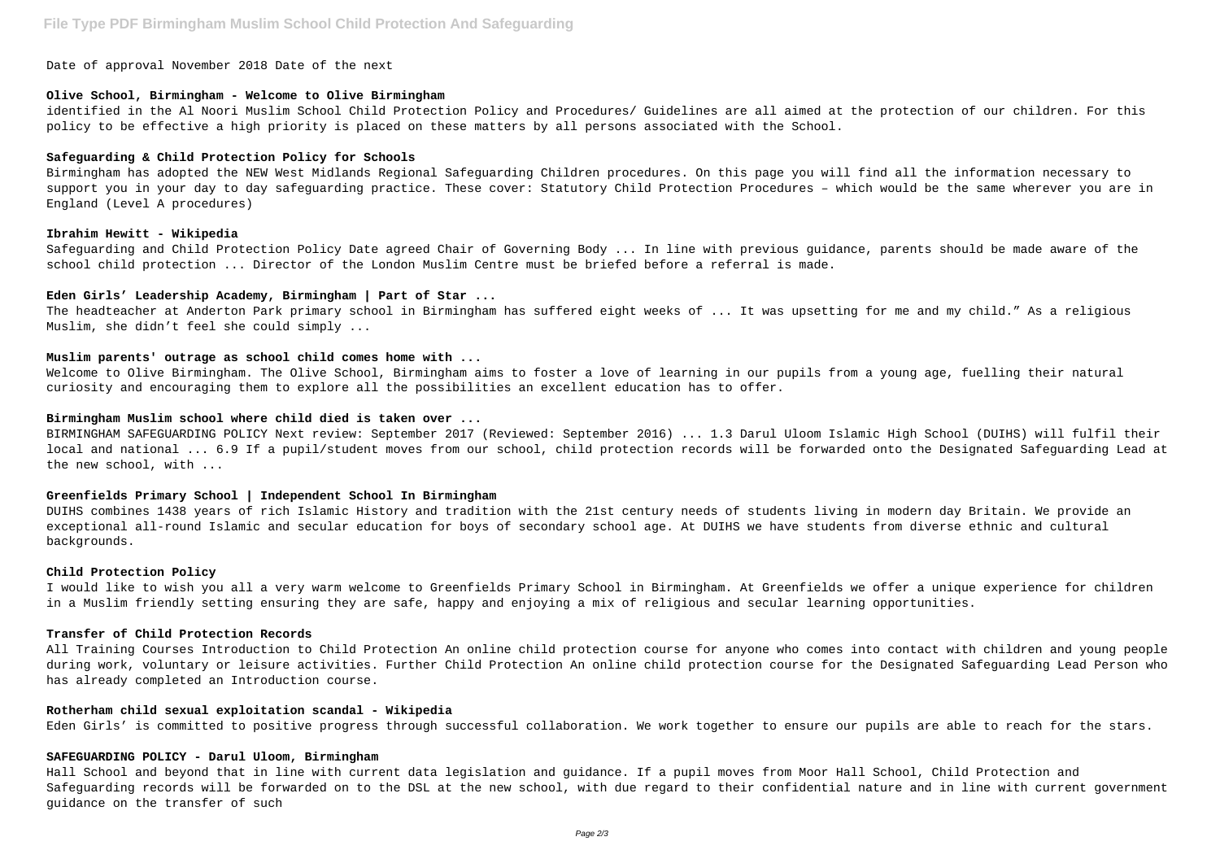Date of approval November 2018 Date of the next

**Olive School, Birmingham - Welcome to Olive Birmingham**

identified in the Al Noori Muslim School Child Protection Policy and Procedures/ Guidelines are all aimed at the protection of our children. For this policy to be effective a high priority is placed on these matters by all persons associated with the School.

**Safeguarding & Child Protection Policy for Schools**

Birmingham has adopted the NEW West Midlands Regional Safeguarding Children procedures. On this page you will find all the information necessary to support you in your day to day safeguarding practice. These cover: Statutory Child Protection Procedures – which would be the same wherever you are in England (Level A procedures)

**Ibrahim Hewitt - Wikipedia**

Safeguarding and Child Protection Policy Date agreed Chair of Governing Body ... In line with previous guidance, parents should be made aware of the school child protection ... Director of the London Muslim Centre must be briefed before a referral is made.

**Eden Girls' Leadership Academy, Birmingham | Part of Star ...**

The headteacher at Anderton Park primary school in Birmingham has suffered eight weeks of ... It was upsetting for me and my child." As a religious Muslim, she didn't feel she could simply ...

**Muslim parents' outrage as school child comes home with ...**

Welcome to Olive Birmingham. The Olive School, Birmingham aims to foster a love of learning in our pupils from a young age, fuelling their natural curiosity and encouraging them to explore all the possibilities an excellent education has to offer.

**Birmingham Muslim school where child died is taken over ...**

BIRMINGHAM SAFEGUARDING POLICY Next review: September 2017 (Reviewed: September 2016) ... 1.3 Darul Uloom Islamic High School (DUIHS) will fulfil their local and national ... 6.9 If a pupil/student moves from our school, child protection records will be forwarded onto the Designated Safeguarding Lead at the new school, with ...

**Greenfields Primary School | Independent School In Birmingham**

DUIHS combines 1438 years of rich Islamic History and tradition with the 21st century needs of students living in modern day Britain. We provide an exceptional all-round Islamic and secular education for boys of secondary school age. At DUIHS we have students from diverse ethnic and cultural backgrounds.

**Child Protection Policy**

I would like to wish you all a very warm welcome to Greenfields Primary School in Birmingham. At Greenfields we offer a unique experience for children in a Muslim friendly setting ensuring they are safe, happy and enjoying a mix of religious and secular learning opportunities.

**Transfer of Child Protection Records**

All Training Courses Introduction to Child Protection An online child protection course for anyone who comes into contact with children and young people during work, voluntary or leisure activities. Further Child Protection An online child protection course for the Designated Safeguarding Lead Person who has already completed an Introduction course.

**Rotherham child sexual exploitation scandal - Wikipedia**

Eden Girls' is committed to positive progress through successful collaboration. We work together to ensure our pupils are able to reach for the stars.

**SAFEGUARDING POLICY - Darul Uloom, Birmingham**

Hall School and beyond that in line with current data legislation and guidance. If a pupil moves from Moor Hall School, Child Protection and Safeguarding records will be forwarded on to the DSL at the new school, with due regard to their confidential nature and in line with current government guidance on the transfer of such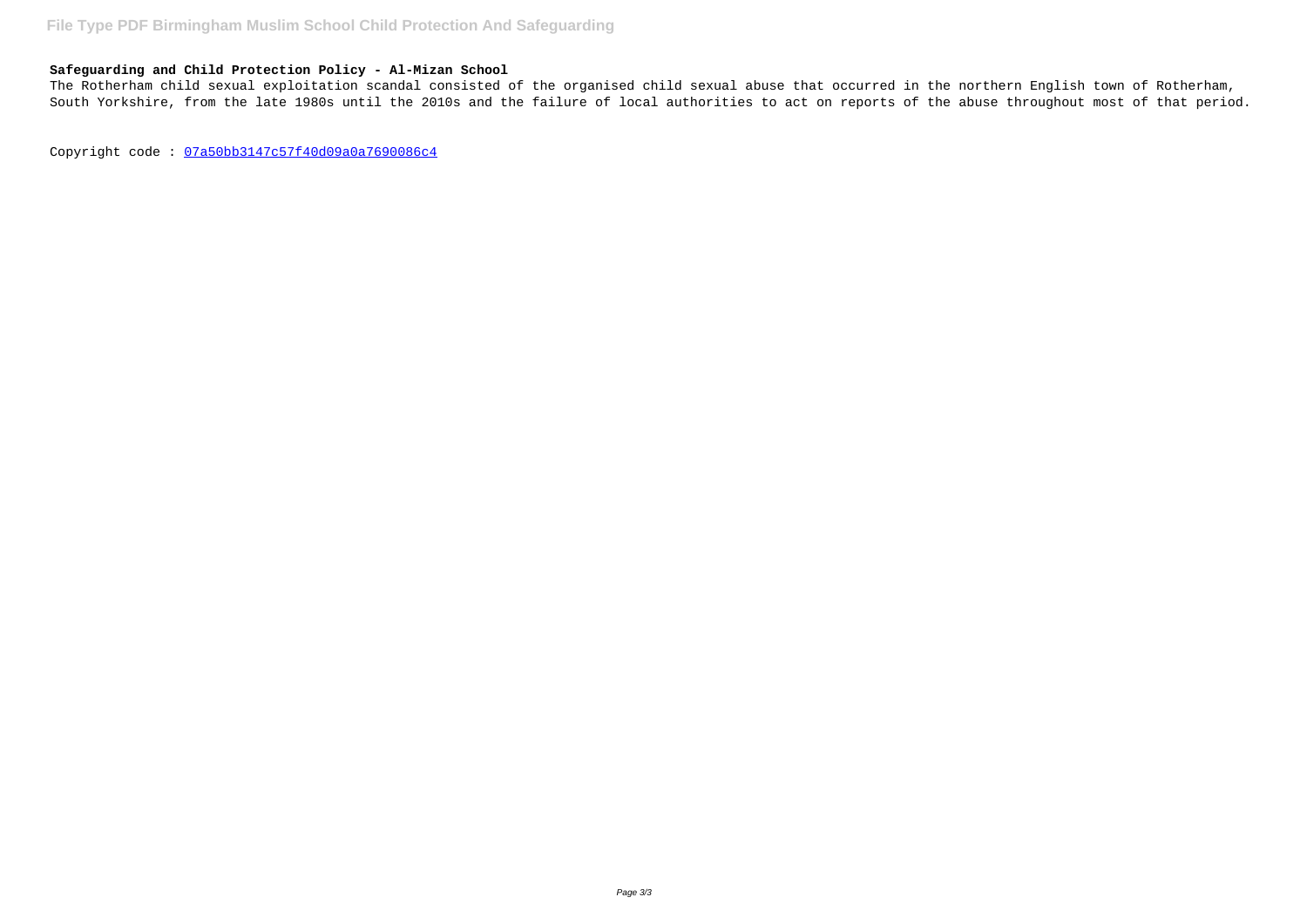**Safeguarding and Child Protection Policy - Al-Mizan School**

The Rotherham child sexual exploitation scandal consisted of the organised child sexual abuse that occurred in the northern English town of Rotherham, South Yorkshire, from the late 1980s until the 2010s and the failure of local authorities to act on reports of the abuse throughout most of that period.

Copyright code : 07a50bb3147c57f40d09a0a7690086c4